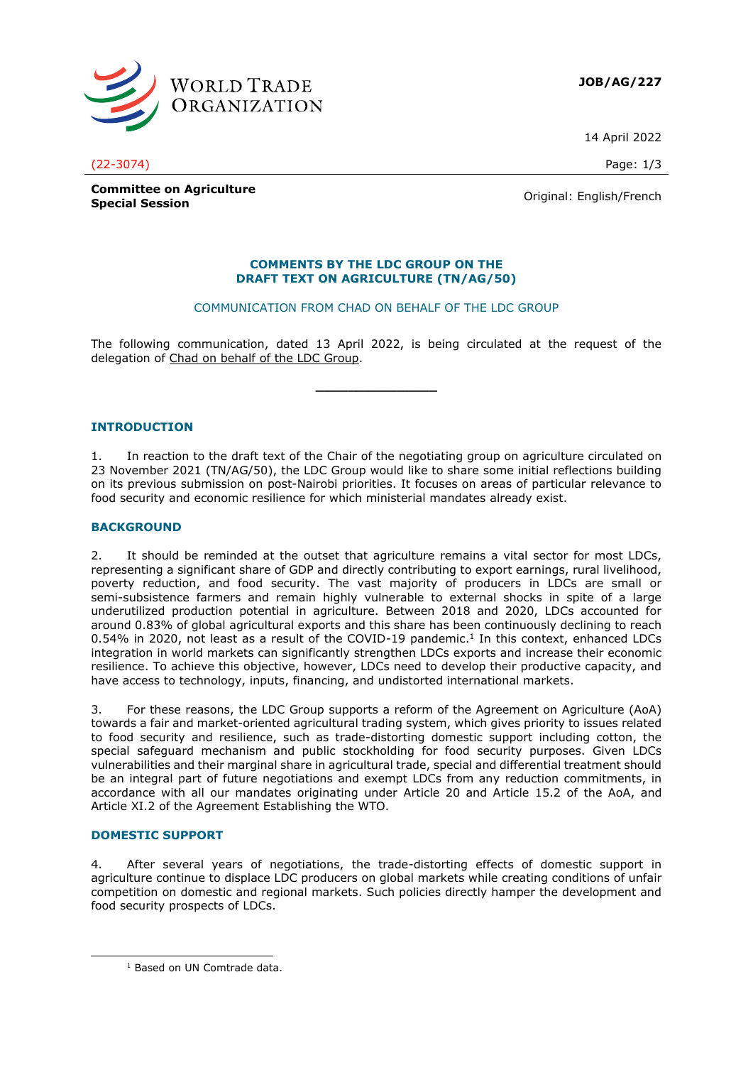JOB/AG/227

14 April 2022

(22-3074)

**Committee on Agriculture**
**Special Session**

Original: English/French

## COMMENTS BY THE LDC GROUP ON THE DRAFT TEXT ON AGRICULTURE (TN/AG/50)

COMMUNICATION FROM CHAD ON BEHALF OF THE LDC GROUP

The following communication, dated 13 April 2022, is being circulated at the request of the delegation of Chad on behalf of the LDC Group.

---

### INTRODUCTION

1. In reaction to the draft text of the Chair of the negotiating group on agriculture circulated on 23 November 2021 (TN/AG/50), the LDC Group would like to share some initial reflections building on its previous submission on post-Nairobi priorities. It focuses on areas of particular relevance to food security and economic resilience for which ministerial mandates already exist.

### BACKGROUND

2. It should be reminded at the outset that agriculture remains a vital sector for most LDCs, representing a significant share of GDP and directly contributing to export earnings, rural livelihood, poverty reduction, and food security. The vast majority of producers in LDCs are small or semi-subsistence farmers and remain highly vulnerable to external shocks in spite of a large underutilized production potential in agriculture. Between 2018 and 2020, LDCs accounted for around 0.83% of global agricultural exports and this share has been continuously declining to reach 0.54% in 2020, not least as a result of the COVID-19 pandemic.[1] In this context, enhanced LDCs integration in world markets can significantly strengthen LDCs exports and increase their economic resilience. To achieve this objective, however, LDCs need to develop their productive capacity, and have access to technology, inputs, financing, and undistorted international markets.

3. For these reasons, the LDC Group supports a reform of the Agreement on Agriculture (AoA) towards a fair and market-oriented agricultural trading system, which gives priority to issues related to food security and resilience, such as trade-distorting domestic support including cotton, the special safeguard mechanism and public stockholding for food security purposes. Given LDCs vulnerabilities and their marginal share in agricultural trade, special and differential treatment should be an integral part of future negotiations and exempt LDCs from any reduction commitments, in accordance with all our mandates originating under Article 20 and Article 15.2 of the AoA, and Article XI.2 of the Agreement Establishing the WTO.

### DOMESTIC SUPPORT

4. After several years of negotiations, the trade-distorting effects of domestic support in agriculture continue to displace LDC producers on global markets while creating conditions of unfair competition on domestic and regional markets. Such policies directly hamper the development and food security prospects of LDCs.

---

[1] Based on UN Comtrade data.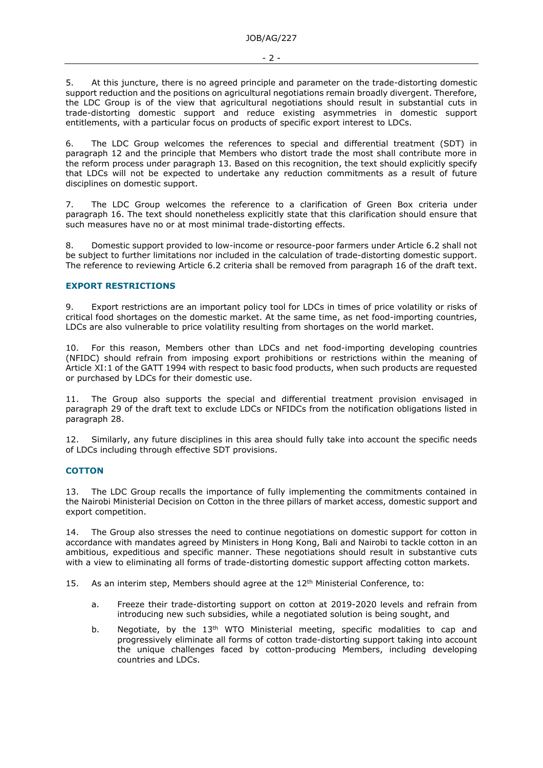5. At this juncture, there is no agreed principle and parameter on the trade-distorting domestic support reduction and the positions on agricultural negotiations remain broadly divergent. Therefore, the LDC Group is of the view that agricultural negotiations should result in substantial cuts in trade-distorting domestic support and reduce existing asymmetries in domestic support entitlements, with a particular focus on products of specific export interest to LDCs.

6. The LDC Group welcomes the references to special and differential treatment (SDT) in paragraph 12 and the principle that Members who distort trade the most shall contribute more in the reform process under paragraph 13. Based on this recognition, the text should explicitly specify that LDCs will not be expected to undertake any reduction commitments as a result of future disciplines on domestic support.

7. The LDC Group welcomes the reference to a clarification of Green Box criteria under paragraph 16. The text should nonetheless explicitly state that this clarification should ensure that such measures have no or at most minimal trade-distorting effects.

8. Domestic support provided to low-income or resource-poor farmers under Article 6.2 shall not be subject to further limitations nor included in the calculation of trade-distorting domestic support. The reference to reviewing Article 6.2 criteria shall be removed from paragraph 16 of the draft text.

## EXPORT RESTRICTIONS

9. Export restrictions are an important policy tool for LDCs in times of price volatility or risks of critical food shortages on the domestic market. At the same time, as net food-importing countries, LDCs are also vulnerable to price volatility resulting from shortages on the world market.

10. For this reason, Members other than LDCs and net food-importing developing countries (NFIDC) should refrain from imposing export prohibitions or restrictions within the meaning of Article XI:1 of the GATT 1994 with respect to basic food products, when such products are requested or purchased by LDCs for their domestic use.

11. The Group also supports the special and differential treatment provision envisaged in paragraph 29 of the draft text to exclude LDCs or NFIDCs from the notification obligations listed in paragraph 28.

12. Similarly, any future disciplines in this area should fully take into account the specific needs of LDCs including through effective SDT provisions.

## COTTON

13. The LDC Group recalls the importance of fully implementing the commitments contained in the Nairobi Ministerial Decision on Cotton in the three pillars of market access, domestic support and export competition.

14. The Group also stresses the need to continue negotiations on domestic support for cotton in accordance with mandates agreed by Ministers in Hong Kong, Bali and Nairobi to tackle cotton in an ambitious, expeditious and specific manner. These negotiations should result in substantive cuts with a view to eliminating all forms of trade-distorting domestic support affecting cotton markets.

15. As an interim step, Members should agree at the 12th Ministerial Conference, to:

  a. Freeze their trade-distorting support on cotton at 2019-2020 levels and refrain from introducing new such subsidies, while a negotiated solution is being sought, and

  b. Negotiate, by the 13th WTO Ministerial meeting, specific modalities to cap and progressively eliminate all forms of cotton trade-distorting support taking into account the unique challenges faced by cotton-producing Members, including developing countries and LDCs.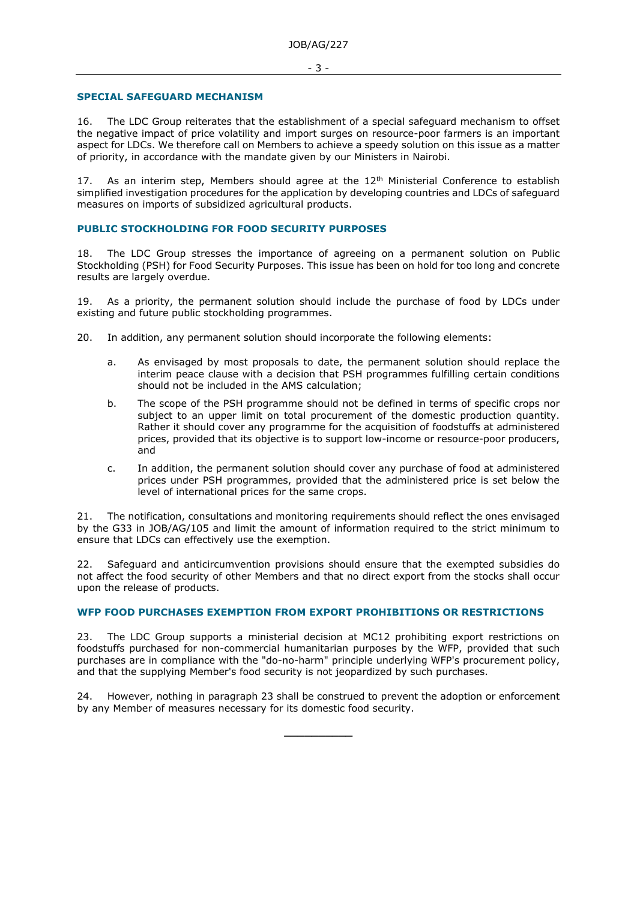## SPECIAL SAFEGUARD MECHANISM

16. The LDC Group reiterates that the establishment of a special safeguard mechanism to offset the negative impact of price volatility and import surges on resource-poor farmers is an important aspect for LDCs. We therefore call on Members to achieve a speedy solution on this issue as a matter of priority, in accordance with the mandate given by our Ministers in Nairobi.

17. As an interim step, Members should agree at the 12th Ministerial Conference to establish simplified investigation procedures for the application by developing countries and LDCs of safeguard measures on imports of subsidized agricultural products.

## PUBLIC STOCKHOLDING FOR FOOD SECURITY PURPOSES

18. The LDC Group stresses the importance of agreeing on a permanent solution on Public Stockholding (PSH) for Food Security Purposes. This issue has been on hold for too long and concrete results are largely overdue.

19. As a priority, the permanent solution should include the purchase of food by LDCs under existing and future public stockholding programmes.

20. In addition, any permanent solution should incorporate the following elements:

  a. As envisaged by most proposals to date, the permanent solution should replace the interim peace clause with a decision that PSH programmes fulfilling certain conditions should not be included in the AMS calculation;

  b. The scope of the PSH programme should not be defined in terms of specific crops nor subject to an upper limit on total procurement of the domestic production quantity. Rather it should cover any programme for the acquisition of foodstuffs at administered prices, provided that its objective is to support low-income or resource-poor producers, and

  c. In addition, the permanent solution should cover any purchase of food at administered prices under PSH programmes, provided that the administered price is set below the level of international prices for the same crops.

21. The notification, consultations and monitoring requirements should reflect the ones envisaged by the G33 in JOB/AG/105 and limit the amount of information required to the strict minimum to ensure that LDCs can effectively use the exemption.

22. Safeguard and anticircumvention provisions should ensure that the exempted subsidies do not affect the food security of other Members and that no direct export from the stocks shall occur upon the release of products.

## WFP FOOD PURCHASES EXEMPTION FROM EXPORT PROHIBITIONS OR RESTRICTIONS

23. The LDC Group supports a ministerial decision at MC12 prohibiting export restrictions on foodstuffs purchased for non-commercial humanitarian purposes by the WFP, provided that such purchases are in compliance with the "do-no-harm" principle underlying WFP's procurement policy, and that the supplying Member's food security is not jeopardized by such purchases.

24. However, nothing in paragraph 23 shall be construed to prevent the adoption or enforcement by any Member of measures necessary for its domestic food security.

__________